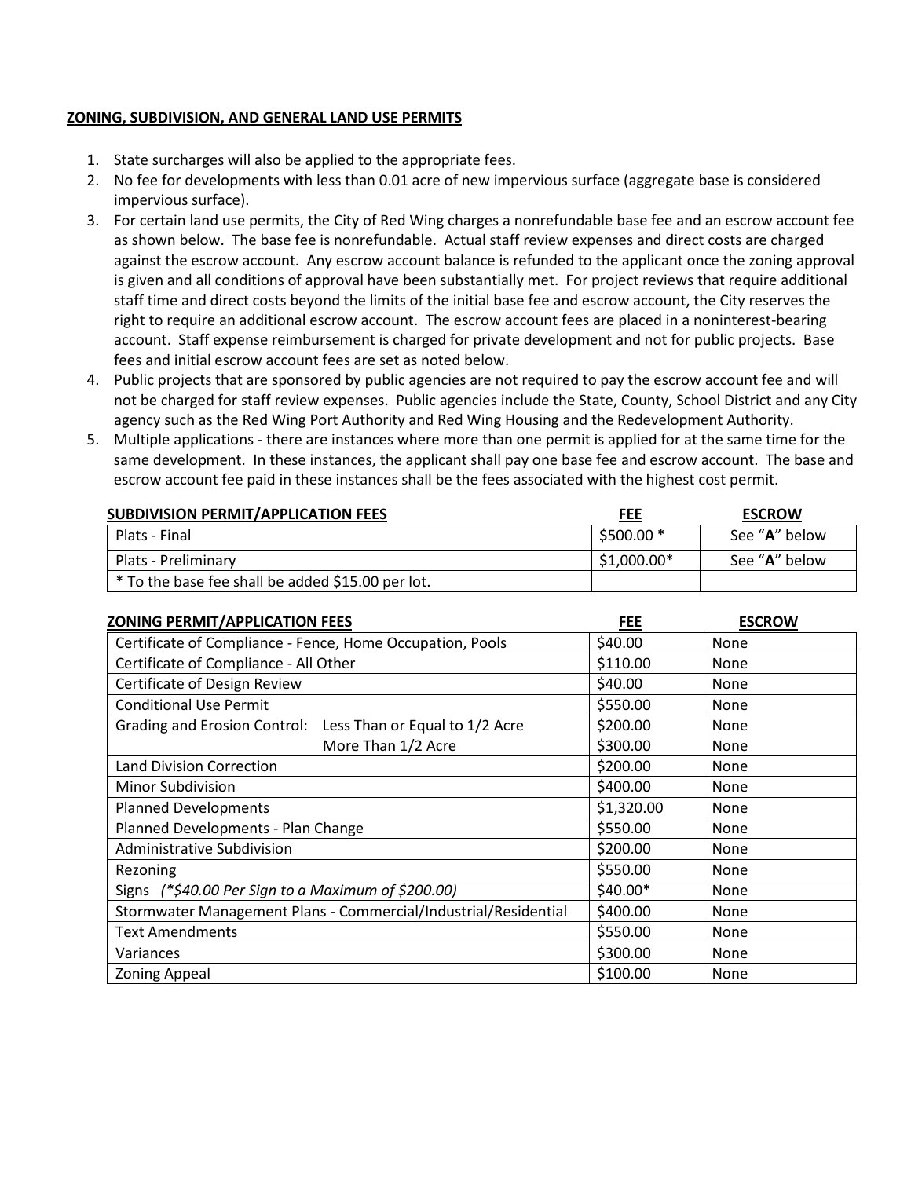**ZONING, SUBDIVISION, AND GENERAL LAND USE PERMITS**

1. State surcharges will also be applied to the appropriate fees.
2. No fee for developments with less than 0.01 acre of new impervious surface (aggregate base is considered impervious surface).
3. For certain land use permits, the City of Red Wing charges a nonrefundable base fee and an escrow account fee as shown below. The base fee is nonrefundable. Actual staff review expenses and direct costs are charged against the escrow account. Any escrow account balance is refunded to the applicant once the zoning approval is given and all conditions of approval have been substantially met. For project reviews that require additional staff time and direct costs beyond the limits of the initial base fee and escrow account, the City reserves the right to require an additional escrow account. The escrow account fees are placed in a noninterest-bearing account. Staff expense reimbursement is charged for private development and not for public projects. Base fees and initial escrow account fees are set as noted below.
4. Public projects that are sponsored by public agencies are not required to pay the escrow account fee and will not be charged for staff review expenses. Public agencies include the State, County, School District and any City agency such as the Red Wing Port Authority and Red Wing Housing and the Redevelopment Authority.
5. Multiple applications - there are instances where more than one permit is applied for at the same time for the same development. In these instances, the applicant shall pay one base fee and escrow account. The base and escrow account fee paid in these instances shall be the fees associated with the highest cost permit.

| SUBDIVISION PERMIT/APPLICATION FEES | FEE | ESCROW |
|---|---|---|
| Plats - Final | $500.00 * | See "**A**" below |
| Plats - Preliminary | $1,000.00* | See "**A**" below |
| * To the base fee shall be added $15.00 per lot. | | |

| ZONING PERMIT/APPLICATION FEES | FEE | ESCROW |
|---|---|---|
| Certificate of Compliance - Fence, Home Occupation, Pools | $40.00 | None |
| Certificate of Compliance - All Other | $110.00 | None |
| Certificate of Design Review | $40.00 | None |
| Conditional Use Permit | $550.00 | None |
| Grading and Erosion Control: Less Than or Equal to 1/2 Acre | $200.00 | None |
| More Than 1/2 Acre | $300.00 | None |
| Land Division Correction | $200.00 | None |
| Minor Subdivision | $400.00 | None |
| Planned Developments | $1,320.00 | None |
| Planned Developments - Plan Change | $550.00 | None |
| Administrative Subdivision | $200.00 | None |
| Rezoning | $550.00 | None |
| Signs *(*$40.00 Per Sign to a Maximum of $200.00)* | $40.00* | None |
| Stormwater Management Plans - Commercial/Industrial/Residential | $400.00 | None |
| Text Amendments | $550.00 | None |
| Variances | $300.00 | None |
| Zoning Appeal | $100.00 | None |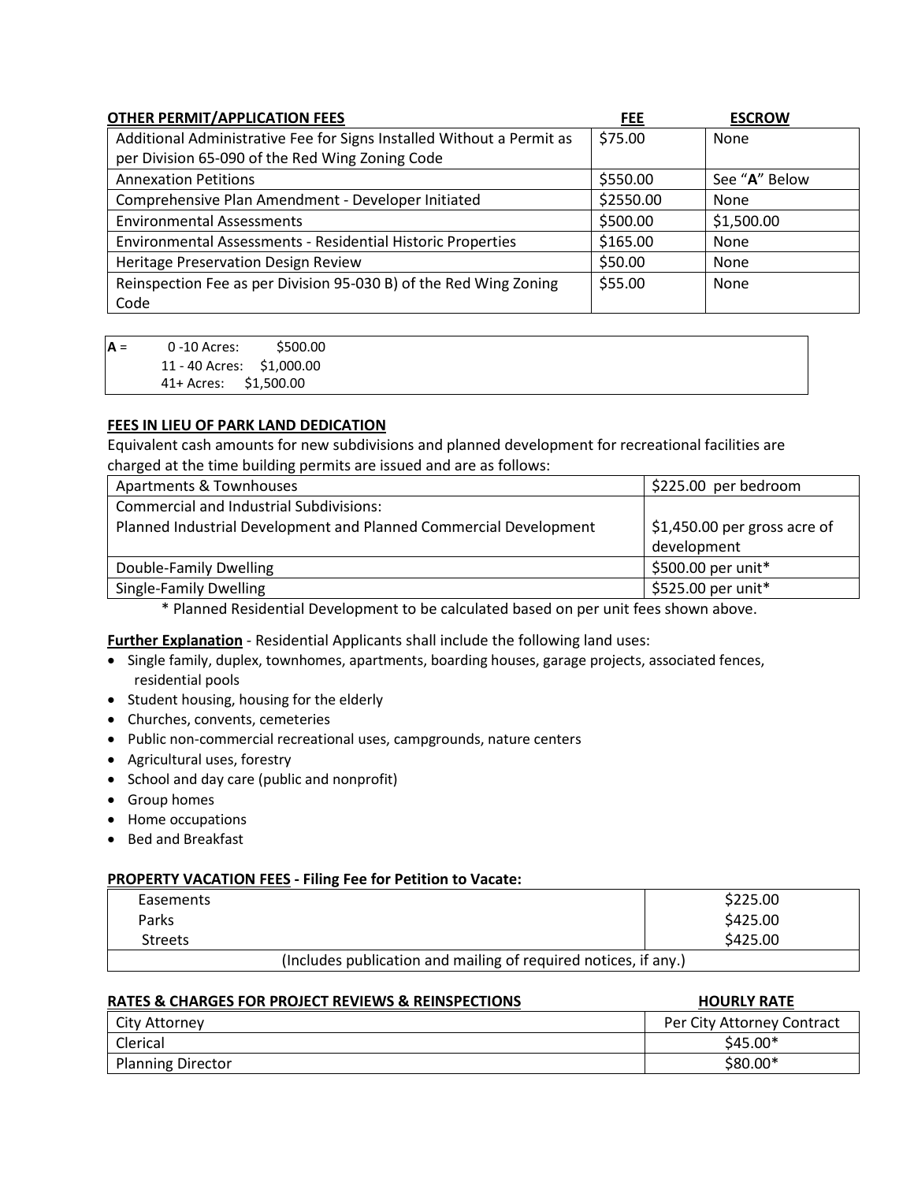| **OTHER PERMIT/APPLICATION FEES** | **FEE** | **ESCROW** |
|---|---|---|
| Additional Administrative Fee for Signs Installed Without a Permit as per Division 65-090 of the Red Wing Zoning Code | $75.00 | None |
| Annexation Petitions | $550.00 | See "**A**" Below |
| Comprehensive Plan Amendment - Developer Initiated | $2550.00 | None |
| Environmental Assessments | $500.00 | $1,500.00 |
| Environmental Assessments - Residential Historic Properties | $165.00 | None |
| Heritage Preservation Design Review | $50.00 | None |
| Reinspection Fee as per Division 95-030 B) of the Red Wing Zoning Code | $55.00 | None |

| | | |
|---|---|---|
| **A** = | 0 -10 Acres: | $500.00 |
| | 11 - 40 Acres: | $1,000.00 |
| | 41+ Acres: | $1,500.00 |

**FEES IN LIEU OF PARK LAND DEDICATION**

Equivalent cash amounts for new subdivisions and planned development for recreational facilities are charged at the time building permits are issued and are as follows:

| | |
|---|---|
| Apartments & Townhouses | $225.00 per bedroom |
| Commercial and Industrial Subdivisions: Planned Industrial Development and Planned Commercial Development | $1,450.00 per gross acre of development |
| Double-Family Dwelling | $500.00 per unit* |
| Single-Family Dwelling | $525.00 per unit* |

* Planned Residential Development to be calculated based on per unit fees shown above.

**Further Explanation** - Residential Applicants shall include the following land uses:

- Single family, duplex, townhomes, apartments, boarding houses, garage projects, associated fences, residential pools
- Student housing, housing for the elderly
- Churches, convents, cemeteries
- Public non-commercial recreational uses, campgrounds, nature centers
- Agricultural uses, forestry
- School and day care (public and nonprofit)
- Group homes
- Home occupations
- Bed and Breakfast

**PROPERTY VACATION FEES - Filing Fee for Petition to Vacate:**

| | |
|---|---|
| Easements | $225.00 |
| Parks | $425.00 |
| Streets | $425.00 |
| (Includes publication and mailing of required notices, if any.) | |

| **RATES & CHARGES FOR PROJECT REVIEWS & REINSPECTIONS** | **HOURLY RATE** |
|---|---|
| City Attorney | Per City Attorney Contract |
| Clerical | $45.00* |
| Planning Director | $80.00* |